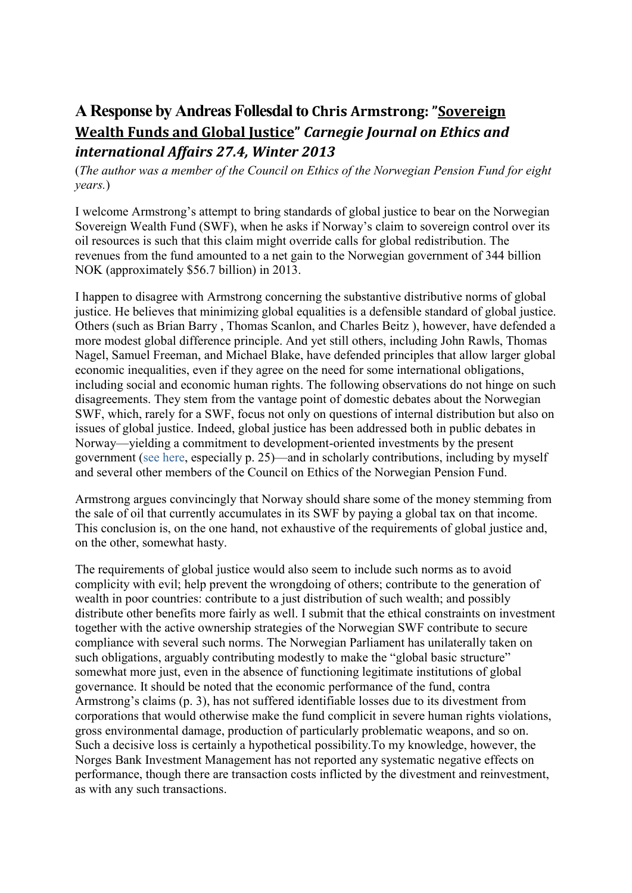# A Response by Andreas Follesdal to Chris Armstrong: "Sovereign Wealth Funds and Global Justice" *Carnegie Journal on Ethics and international Affairs 27.4, Winter 2013*

(*The author was a member of the Council on Ethics of the Norwegian Pension Fund for eight years.*)

I welcome Armstrong's attempt to bring standards of global justice to bear on the Norwegian Sovereign Wealth Fund (SWF), when he asks if Norway's claim to sovereign control over its oil resources is such that this claim might override calls for global redistribution. The revenues from the fund amounted to a net gain to the Norwegian government of 344 billion NOK (approximately $56.7 billion) in 2013.

I happen to disagree with Armstrong concerning the substantive distributive norms of global justice. He believes that minimizing global equalities is a defensible standard of global justice. Others (such as Brian Barry , Thomas Scanlon, and Charles Beitz ), however, have defended a more modest global difference principle. And yet still others, including John Rawls, Thomas Nagel, Samuel Freeman, and Michael Blake, have defended principles that allow larger global economic inequalities, even if they agree on the need for some international obligations, including social and economic human rights. The following observations do not hinge on such disagreements. They stem from the vantage point of domestic debates about the Norwegian SWF, which, rarely for a SWF, focus not only on questions of internal distribution but also on issues of global justice. Indeed, global justice has been addressed both in public debates in Norway—yielding a commitment to development-oriented investments by the present government (see here, especially p. 25)—and in scholarly contributions, including by myself and several other members of the Council on Ethics of the Norwegian Pension Fund.

Armstrong argues convincingly that Norway should share some of the money stemming from the sale of oil that currently accumulates in its SWF by paying a global tax on that income. This conclusion is, on the one hand, not exhaustive of the requirements of global justice and, on the other, somewhat hasty.

The requirements of global justice would also seem to include such norms as to avoid complicity with evil; help prevent the wrongdoing of others; contribute to the generation of wealth in poor countries: contribute to a just distribution of such wealth; and possibly distribute other benefits more fairly as well. I submit that the ethical constraints on investment together with the active ownership strategies of the Norwegian SWF contribute to secure compliance with several such norms. The Norwegian Parliament has unilaterally taken on such obligations, arguably contributing modestly to make the "global basic structure" somewhat more just, even in the absence of functioning legitimate institutions of global governance. It should be noted that the economic performance of the fund, contra Armstrong's claims (p. 3), has not suffered identifiable losses due to its divestment from corporations that would otherwise make the fund complicit in severe human rights violations, gross environmental damage, production of particularly problematic weapons, and so on. Such a decisive loss is certainly a hypothetical possibility.To my knowledge, however, the Norges Bank Investment Management has not reported any systematic negative effects on performance, though there are transaction costs inflicted by the divestment and reinvestment, as with any such transactions.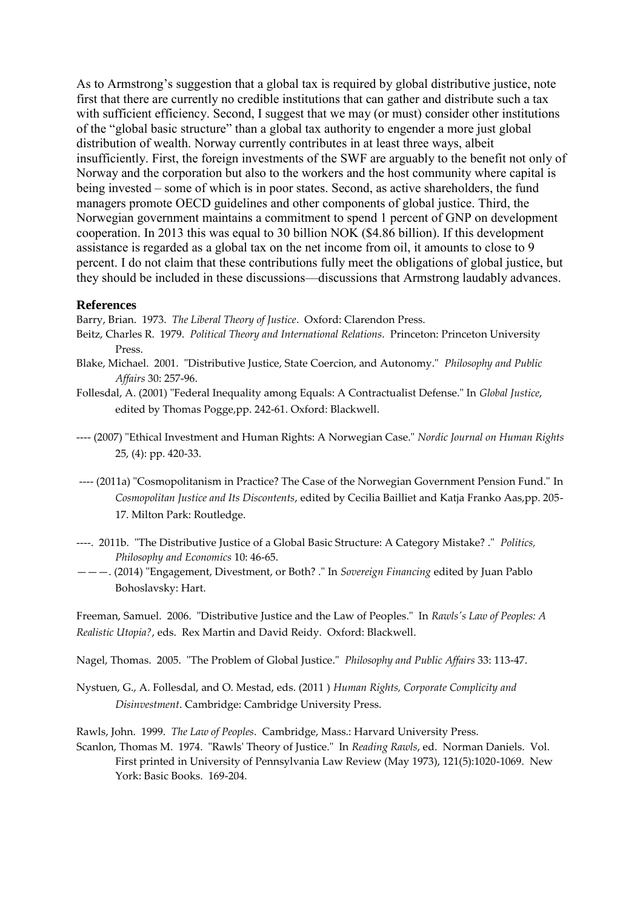As to Armstrong's suggestion that a global tax is required by global distributive justice, note first that there are currently no credible institutions that can gather and distribute such a tax with sufficient efficiency. Second, I suggest that we may (or must) consider other institutions of the "global basic structure" than a global tax authority to engender a more just global distribution of wealth. Norway currently contributes in at least three ways, albeit insufficiently. First, the foreign investments of the SWF are arguably to the benefit not only of Norway and the corporation but also to the workers and the host community where capital is being invested – some of which is in poor states. Second, as active shareholders, the fund managers promote OECD guidelines and other components of global justice. Third, the Norwegian government maintains a commitment to spend 1 percent of GNP on development cooperation. In 2013 this was equal to 30 billion NOK ($4.86 billion). If this development assistance is regarded as a global tax on the net income from oil, it amounts to close to 9 percent. I do not claim that these contributions fully meet the obligations of global justice, but they should be included in these discussions—discussions that Armstrong laudably advances.

## References

Barry, Brian. 1973. *The Liberal Theory of Justice*. Oxford: Clarendon Press.

Beitz, Charles R. 1979. *Political Theory and International Relations*. Princeton: Princeton University Press.

Blake, Michael. 2001. "Distributive Justice, State Coercion, and Autonomy." *Philosophy and Public Affairs* 30: 257-96.

Follesdal, A. (2001) "Federal Inequality among Equals: A Contractualist Defense." In *Global Justice*, edited by Thomas Pogge,pp. 242-61. Oxford: Blackwell.

---- (2007) "Ethical Investment and Human Rights: A Norwegian Case." *Nordic Journal on Human Rights* 25, (4): pp. 420-33.

---- (2011a) "Cosmopolitanism in Practice? The Case of the Norwegian Government Pension Fund." In *Cosmopolitan Justice and Its Discontents*, edited by Cecilia Bailliet and Katja Franko Aas,pp. 205-17. Milton Park: Routledge.

----. 2011b. "The Distributive Justice of a Global Basic Structure: A Category Mistake? ." *Politics, Philosophy and Economics* 10: 46-65.

———. (2014) "Engagement, Divestment, or Both? ." In *Sovereign Financing* edited by Juan Pablo Bohoslavsky: Hart.

Freeman, Samuel. 2006. "Distributive Justice and the Law of Peoples." In *Rawls's Law of Peoples: A Realistic Utopia?*, eds. Rex Martin and David Reidy. Oxford: Blackwell.

Nagel, Thomas. 2005. "The Problem of Global Justice." *Philosophy and Public Affairs* 33: 113-47.

Nystuen, G., A. Follesdal, and O. Mestad, eds. (2011 ) *Human Rights, Corporate Complicity and Disinvestment*. Cambridge: Cambridge University Press.

Rawls, John. 1999. *The Law of Peoples*. Cambridge, Mass.: Harvard University Press.

Scanlon, Thomas M. 1974. "Rawls' Theory of Justice." In *Reading Rawls*, ed. Norman Daniels. Vol. First printed in University of Pennsylvania Law Review (May 1973), 121(5):1020-1069. New York: Basic Books. 169-204.